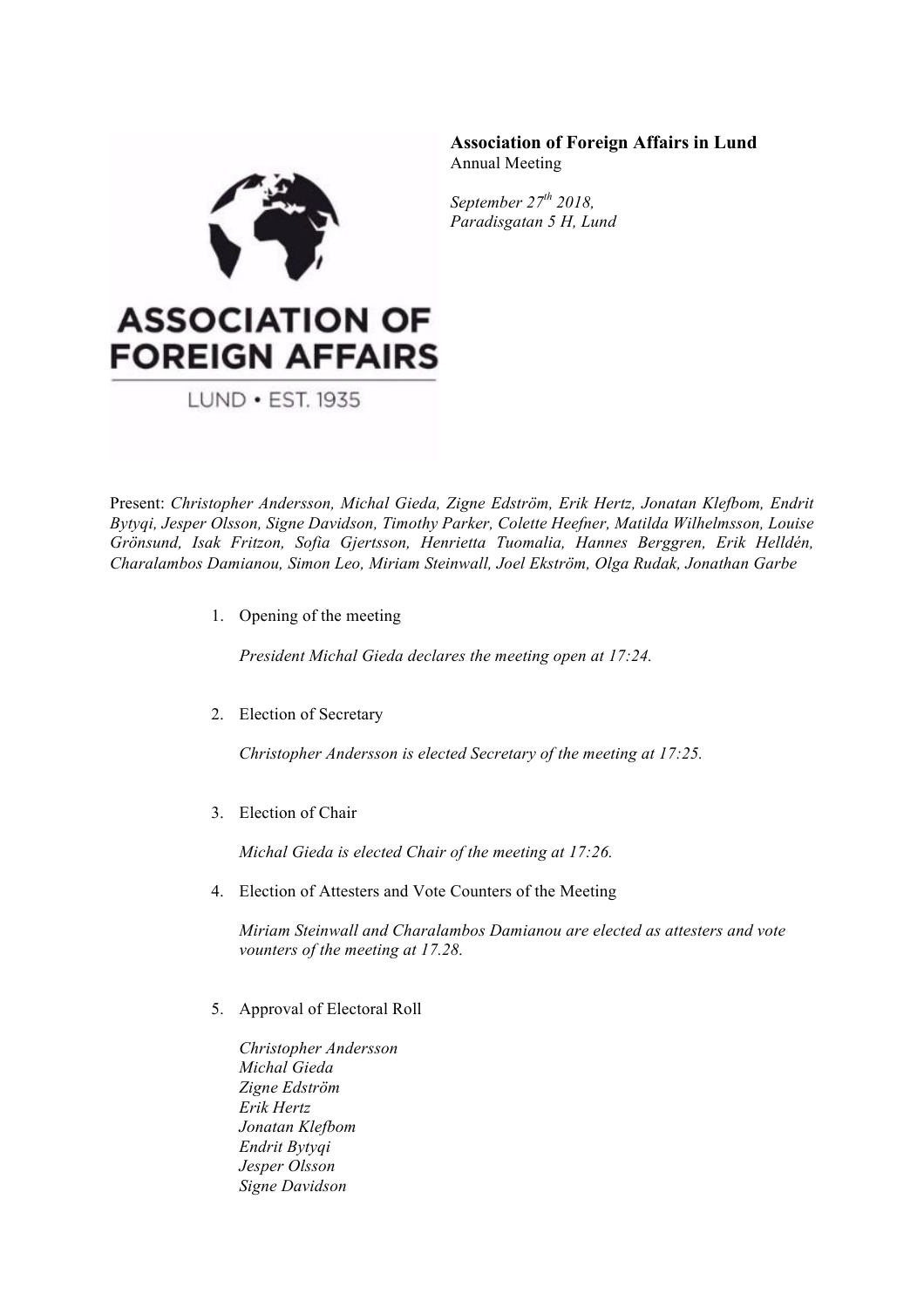**Association of Foreign Affairs in Lund**
Annual Meeting

*September 27th 2018,*
*Paradisgatan 5 H, Lund*

Present: *Christopher Andersson, Michal Gieda, Zigne Edström, Erik Hertz, Jonatan Klefbom, Endrit Bytyqi, Jesper Olsson, Signe Davidson, Timothy Parker, Colette Heefner, Matilda Wilhelmsson, Louise Grönsund, Isak Fritzon, Sofia Gjertsson, Henrietta Tuomalia, Hannes Berggren, Erik Helldén, Charalambos Damianou, Simon Leo, Miriam Steinwall, Joel Ekström, Olga Rudak, Jonathan Garbe*

1. Opening of the meeting

   *President Michal Gieda declares the meeting open at 17:24.*

2. Election of Secretary

   *Christopher Andersson is elected Secretary of the meeting at 17:25.*

3. Election of Chair

   *Michal Gieda is elected Chair of the meeting at 17:26.*

4. Election of Attesters and Vote Counters of the Meeting

   *Miriam Steinwall and Charalambos Damianou are elected as attesters and vote vounters of the meeting at 17.28.*

5. Approval of Electoral Roll

   *Christopher Andersson*
   *Michal Gieda*
   *Zigne Edström*
   *Erik Hertz*
   *Jonatan Klefbom*
   *Endrit Bytyqi*
   *Jesper Olsson*
   *Signe Davidson*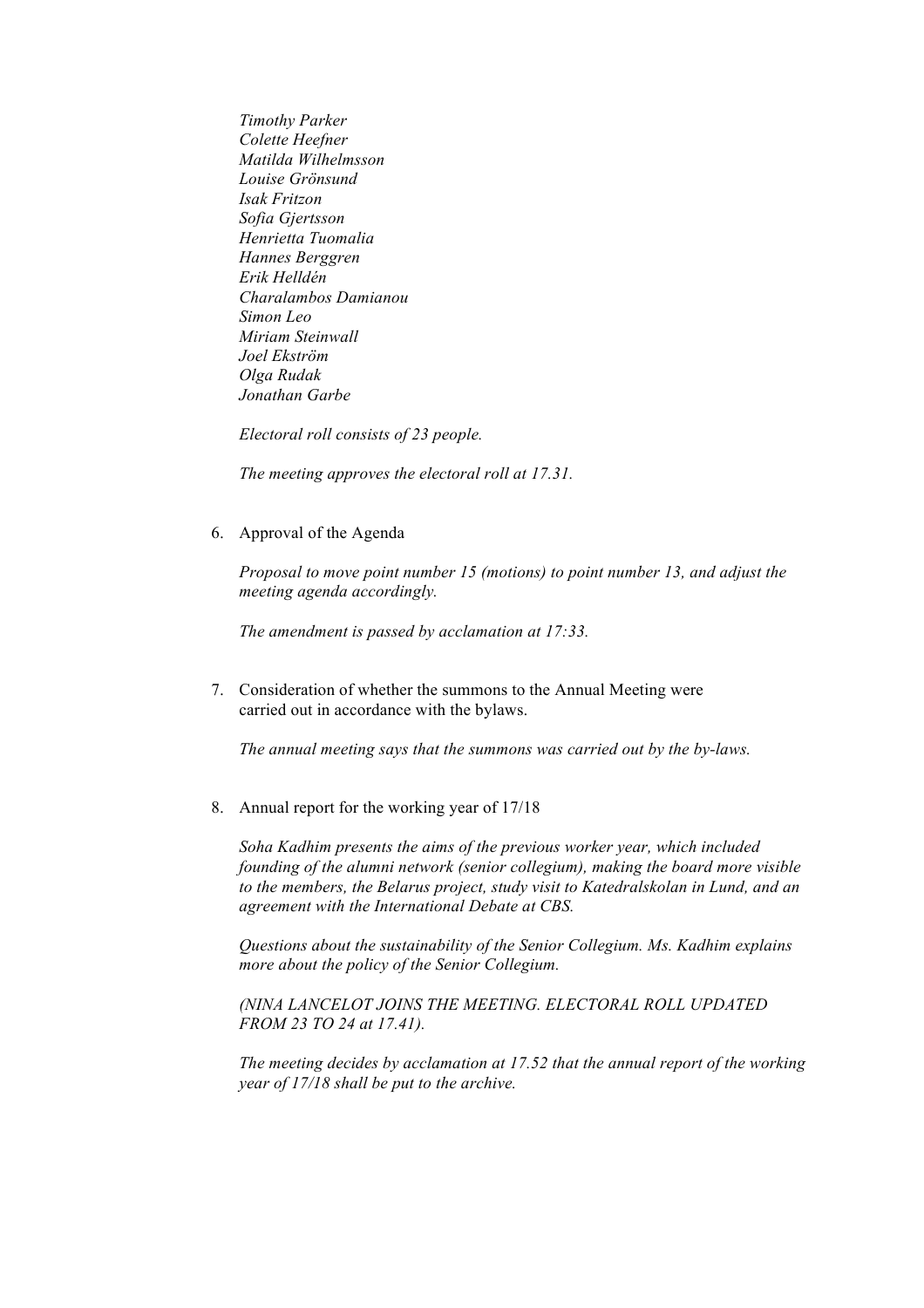*Timothy Parker*
*Colette Heefner*
*Matilda Wilhelmsson*
*Louise Grönsund*
*Isak Fritzon*
*Sofia Gjertsson*
*Henrietta Tuomalia*
*Hannes Berggren*
*Erik Helldén*
*Charalambos Damianou*
*Simon Leo*
*Miriam Steinwall*
*Joel Ekström*
*Olga Rudak*
*Jonathan Garbe*

*Electoral roll consists of 23 people.*

*The meeting approves the electoral roll at 17.31.*

6. Approval of the Agenda

   *Proposal to move point number 15 (motions) to point number 13, and adjust the meeting agenda accordingly.*

   *The amendment is passed by acclamation at 17:33.*

7. Consideration of whether the summons to the Annual Meeting were carried out in accordance with the bylaws.

   *The annual meeting says that the summons was carried out by the by-laws.*

8. Annual report for the working year of 17/18

   *Soha Kadhim presents the aims of the previous worker year, which included founding of the alumni network (senior collegium), making the board more visible to the members, the Belarus project, study visit to Katedralskolan in Lund, and an agreement with the International Debate at CBS.*

   *Questions about the sustainability of the Senior Collegium. Ms. Kadhim explains more about the policy of the Senior Collegium.*

   *(NINA LANCELOT JOINS THE MEETING. ELECTORAL ROLL UPDATED FROM 23 TO 24 at 17.41).*

   *The meeting decides by acclamation at 17.52 that the annual report of the working year of 17/18 shall be put to the archive.*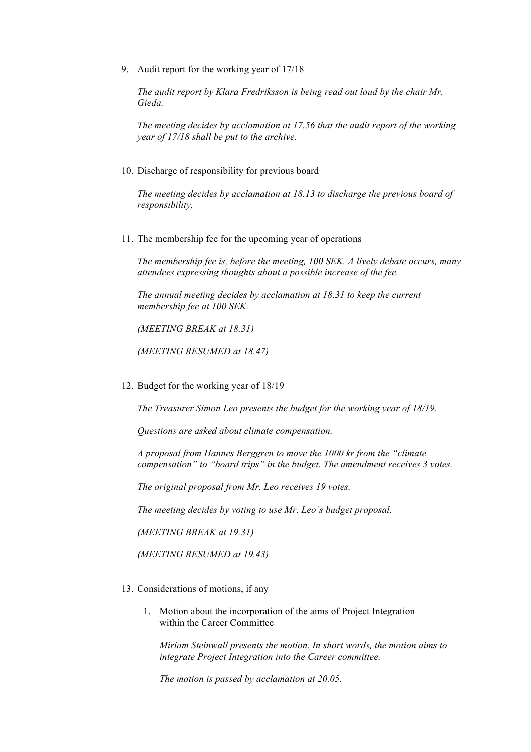9. Audit report for the working year of 17/18

   *The audit report by Klara Fredriksson is being read out loud by the chair Mr. Gieda.*

   *The meeting decides by acclamation at 17.56 that the audit report of the working year of 17/18 shall be put to the archive.*

10. Discharge of responsibility for previous board

    *The meeting decides by acclamation at 18.13 to discharge the previous board of responsibility.*

11. The membership fee for the upcoming year of operations

    *The membership fee is, before the meeting, 100 SEK. A lively debate occurs, many attendees expressing thoughts about a possible increase of the fee.*

    *The annual meeting decides by acclamation at 18.31 to keep the current membership fee at 100 SEK.*

    *(MEETING BREAK at 18.31)*

    *(MEETING RESUMED at 18.47)*

12. Budget for the working year of 18/19

    *The Treasurer Simon Leo presents the budget for the working year of 18/19.*

    *Questions are asked about climate compensation.*

    *A proposal from Hannes Berggren to move the 1000 kr from the "climate compensation" to "board trips" in the budget. The amendment receives 3 votes.*

    *The original proposal from Mr. Leo receives 19 votes.*

    *The meeting decides by voting to use Mr. Leo's budget proposal.*

    *(MEETING BREAK at 19.31)*

    *(MEETING RESUMED at 19.43)*

13. Considerations of motions, if any

    1. Motion about the incorporation of the aims of Project Integration within the Career Committee

       *Miriam Steinwall presents the motion. In short words, the motion aims to integrate Project Integration into the Career committee.*

       *The motion is passed by acclamation at 20.05.*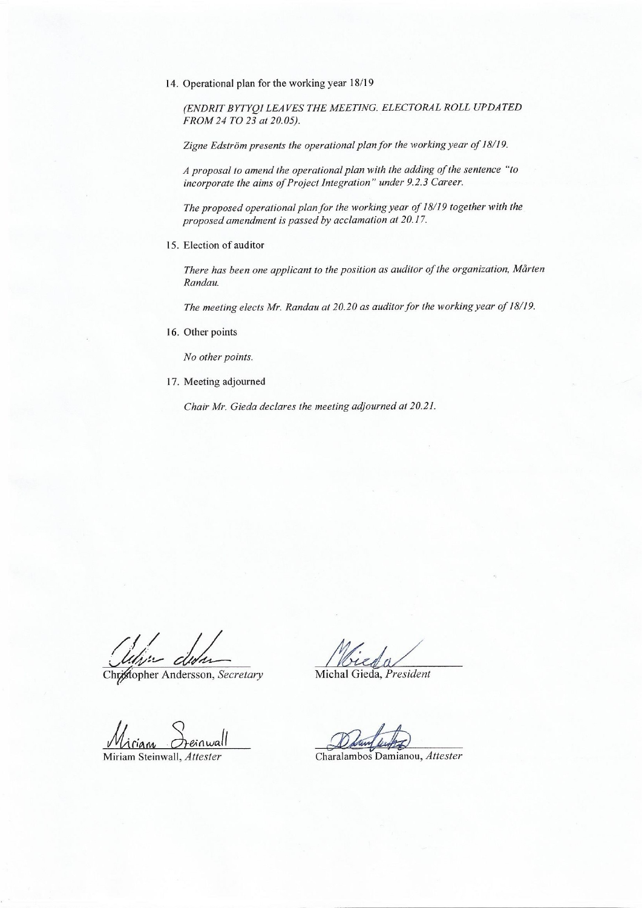14. Operational plan for the working year 18/19

    *(ENDRIT BYTYQI LEAVES THE MEETING. ELECTORAL ROLL UPDATED FROM 24 TO 23 at 20.05).*

    *Zigne Edström presents the operational plan for the working year of 18/19.*

    *A proposal to amend the operational plan with the adding of the sentence "to incorporate the aims of Project Integration" under 9.2.3 Career.*

    *The proposed operational plan for the working year of 18/19 together with the proposed amendment is passed by acclamation at 20.17.*

15. Election of auditor

    *There has been one applicant to the position as auditor of the organization, Mårten Randau.*

    *The meeting elects Mr. Randau at 20.20 as auditor for the working year of 18/19.*

16. Other points

    *No other points.*

17. Meeting adjourned

    *Chair Mr. Gieda declares the meeting adjourned at 20.21.*

Christopher Andersson, *Secretary*

Michal Gieda, *President*

Miriam Steinwall, *Attester*

Charalambos Damianou, *Attester*